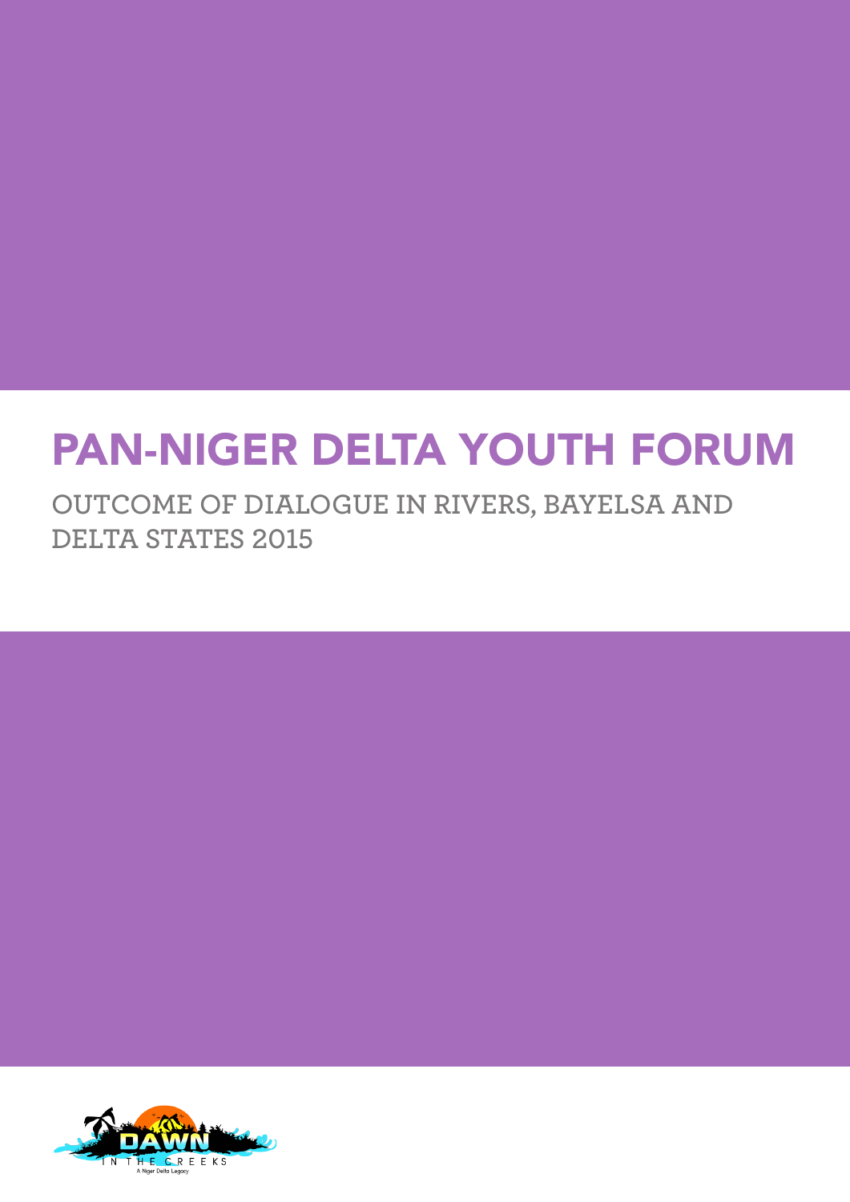# PAN-NIGER DELTA YOUTH FORUM

## OUTCOME OF DIALOGUE IN RIVERS, BAYELSA AND DELTA STATES 2015

DAWN IN THE CREEKS

A Niger Delta Legacy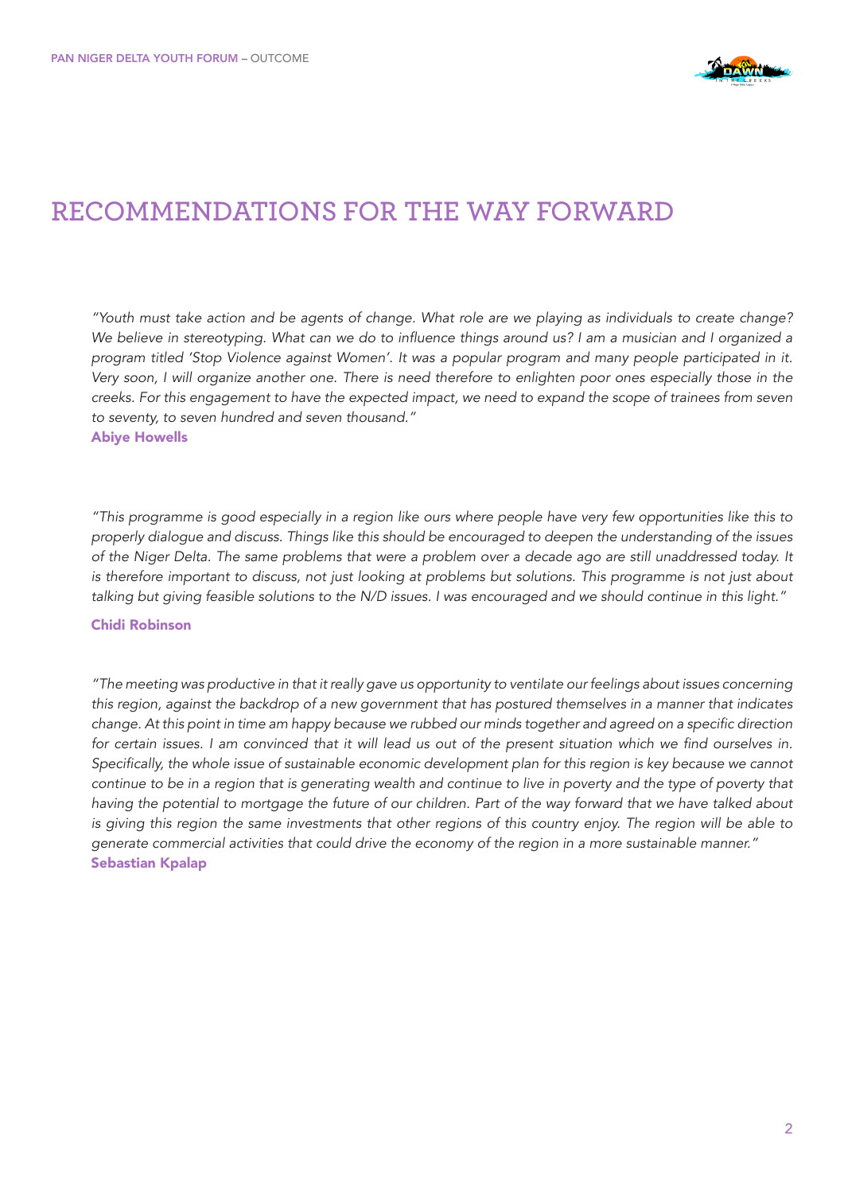## RECOMMENDATIONS FOR THE WAY FORWARD

*"Youth must take action and be agents of change. What role are we playing as individuals to create change? We believe in stereotyping. What can we do to influence things around us? I am a musician and I organized a program titled 'Stop Violence against Women'. It was a popular program and many people participated in it. Very soon, I will organize another one. There is need therefore to enlighten poor ones especially those in the creeks. For this engagement to have the expected impact, we need to expand the scope of trainees from seven to seventy, to seven hundred and seven thousand."*

**Abiye Howells**

*"This programme is good especially in a region like ours where people have very few opportunities like this to properly dialogue and discuss. Things like this should be encouraged to deepen the understanding of the issues of the Niger Delta. The same problems that were a problem over a decade ago are still unaddressed today. It is therefore important to discuss, not just looking at problems but solutions. This programme is not just about talking but giving feasible solutions to the N/D issues. I was encouraged and we should continue in this light."*

**Chidi Robinson**

*"The meeting was productive in that it really gave us opportunity to ventilate our feelings about issues concerning this region, against the backdrop of a new government that has postured themselves in a manner that indicates change. At this point in time am happy because we rubbed our minds together and agreed on a specific direction for certain issues. I am convinced that it will lead us out of the present situation which we find ourselves in. Specifically, the whole issue of sustainable economic development plan for this region is key because we cannot continue to be in a region that is generating wealth and continue to live in poverty and the type of poverty that having the potential to mortgage the future of our children. Part of the way forward that we have talked about is giving this region the same investments that other regions of this country enjoy. The region will be able to generate commercial activities that could drive the economy of the region in a more sustainable manner."*

**Sebastian Kpalap**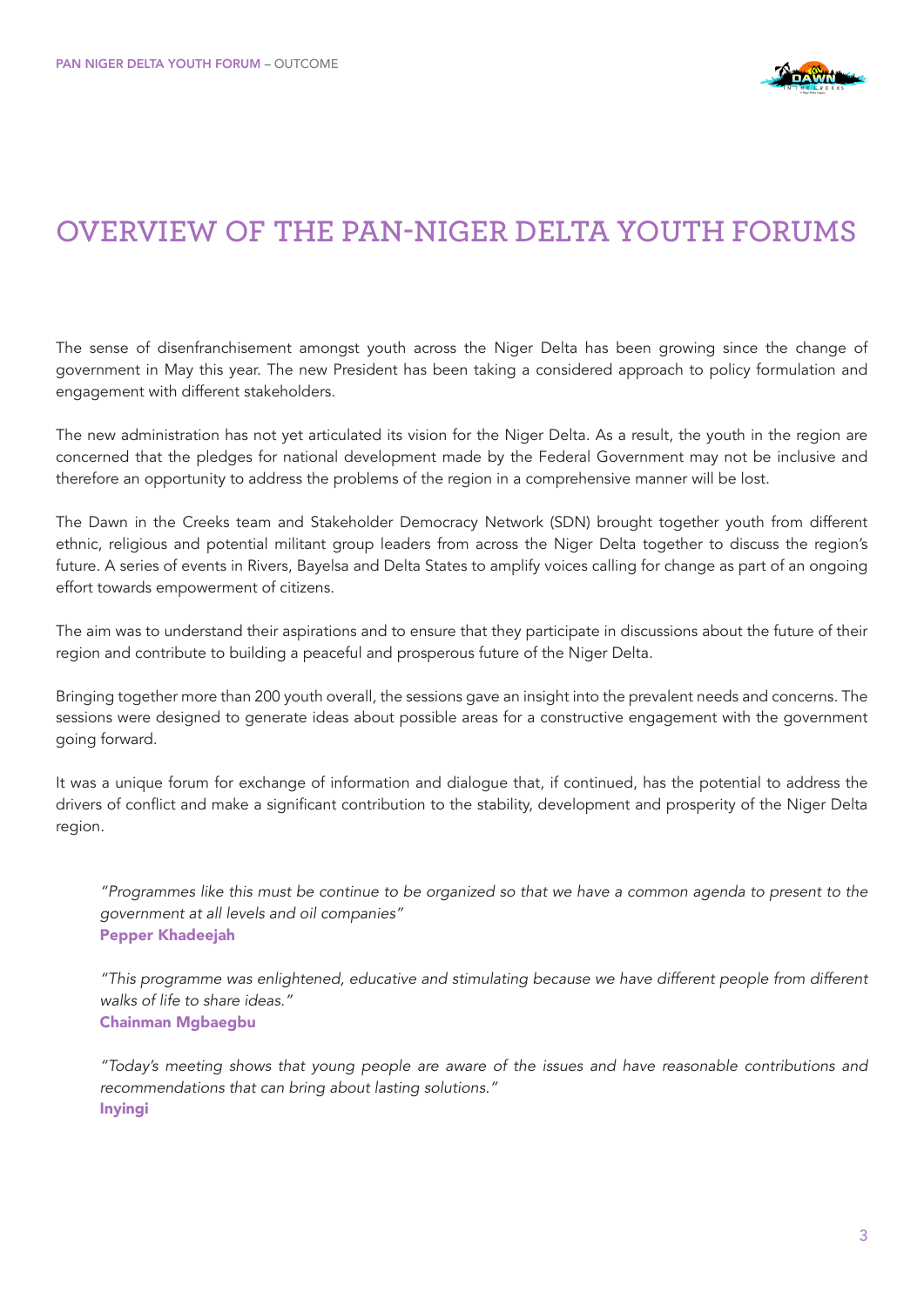# OVERVIEW OF THE PAN-NIGER DELTA YOUTH FORUMS

The sense of disenfranchisement amongst youth across the Niger Delta has been growing since the change of government in May this year. The new President has been taking a considered approach to policy formulation and engagement with different stakeholders.

The new administration has not yet articulated its vision for the Niger Delta. As a result, the youth in the region are concerned that the pledges for national development made by the Federal Government may not be inclusive and therefore an opportunity to address the problems of the region in a comprehensive manner will be lost.

The Dawn in the Creeks team and Stakeholder Democracy Network (SDN) brought together youth from different ethnic, religious and potential militant group leaders from across the Niger Delta together to discuss the region's future. A series of events in Rivers, Bayelsa and Delta States to amplify voices calling for change as part of an ongoing effort towards empowerment of citizens.

The aim was to understand their aspirations and to ensure that they participate in discussions about the future of their region and contribute to building a peaceful and prosperous future of the Niger Delta.

Bringing together more than 200 youth overall, the sessions gave an insight into the prevalent needs and concerns. The sessions were designed to generate ideas about possible areas for a constructive engagement with the government going forward.

It was a unique forum for exchange of information and dialogue that, if continued, has the potential to address the drivers of conflict and make a significant contribution to the stability, development and prosperity of the Niger Delta region.

> *"Programmes like this must be continue to be organized so that we have a common agenda to present to the government at all levels and oil companies"*
> **Pepper Khadeejah**

> *"This programme was enlightened, educative and stimulating because we have different people from different walks of life to share ideas."*
> **Chainman Mgbaegbu**

> *"Today's meeting shows that young people are aware of the issues and have reasonable contributions and recommendations that can bring about lasting solutions."*
> **Inyingi**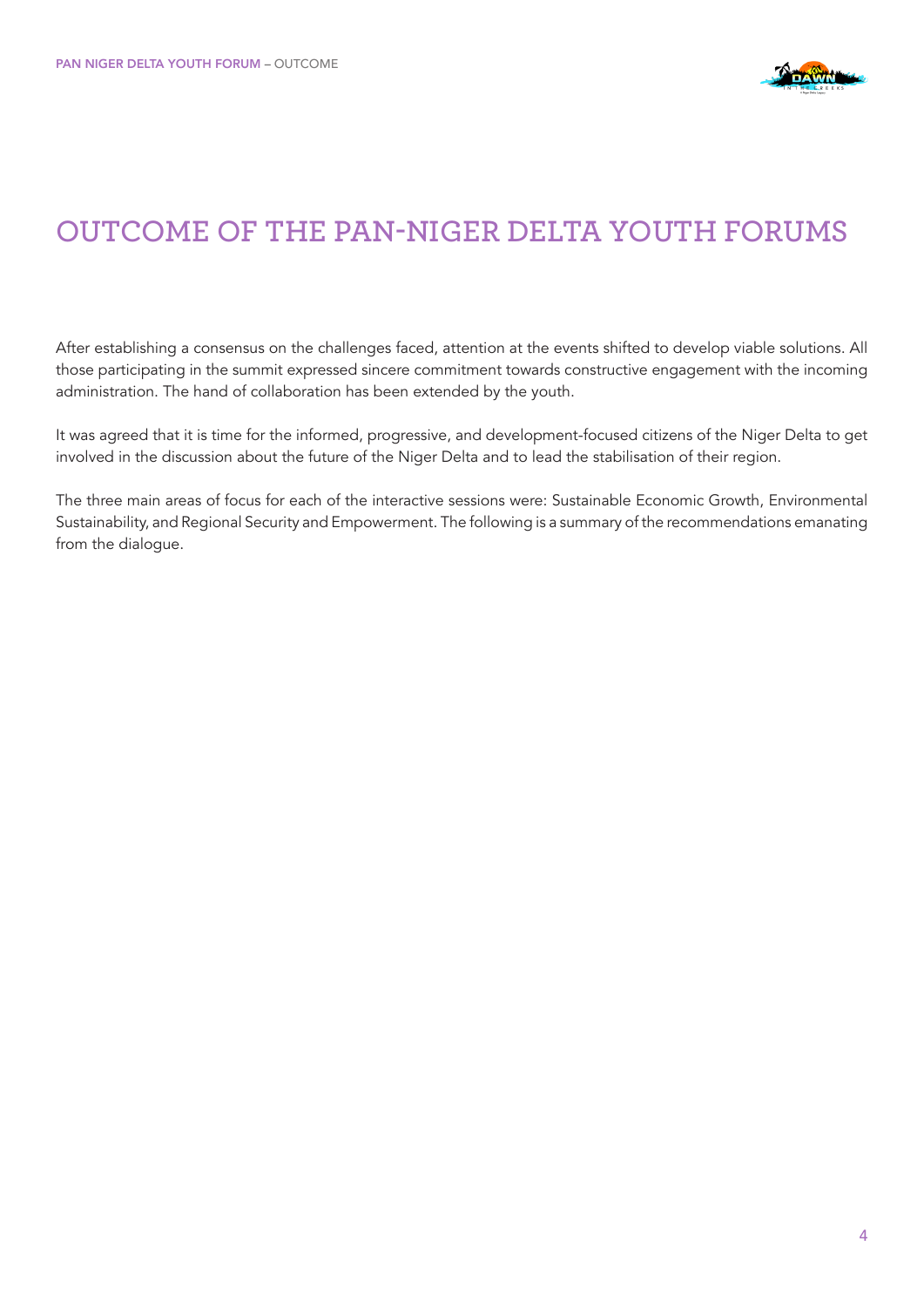# OUTCOME OF THE PAN-NIGER DELTA YOUTH FORUMS

After establishing a consensus on the challenges faced, attention at the events shifted to develop viable solutions. All those participating in the summit expressed sincere commitment towards constructive engagement with the incoming administration. The hand of collaboration has been extended by the youth.

It was agreed that it is time for the informed, progressive, and development-focused citizens of the Niger Delta to get involved in the discussion about the future of the Niger Delta and to lead the stabilisation of their region.

The three main areas of focus for each of the interactive sessions were: Sustainable Economic Growth, Environmental Sustainability, and Regional Security and Empowerment. The following is a summary of the recommendations emanating from the dialogue.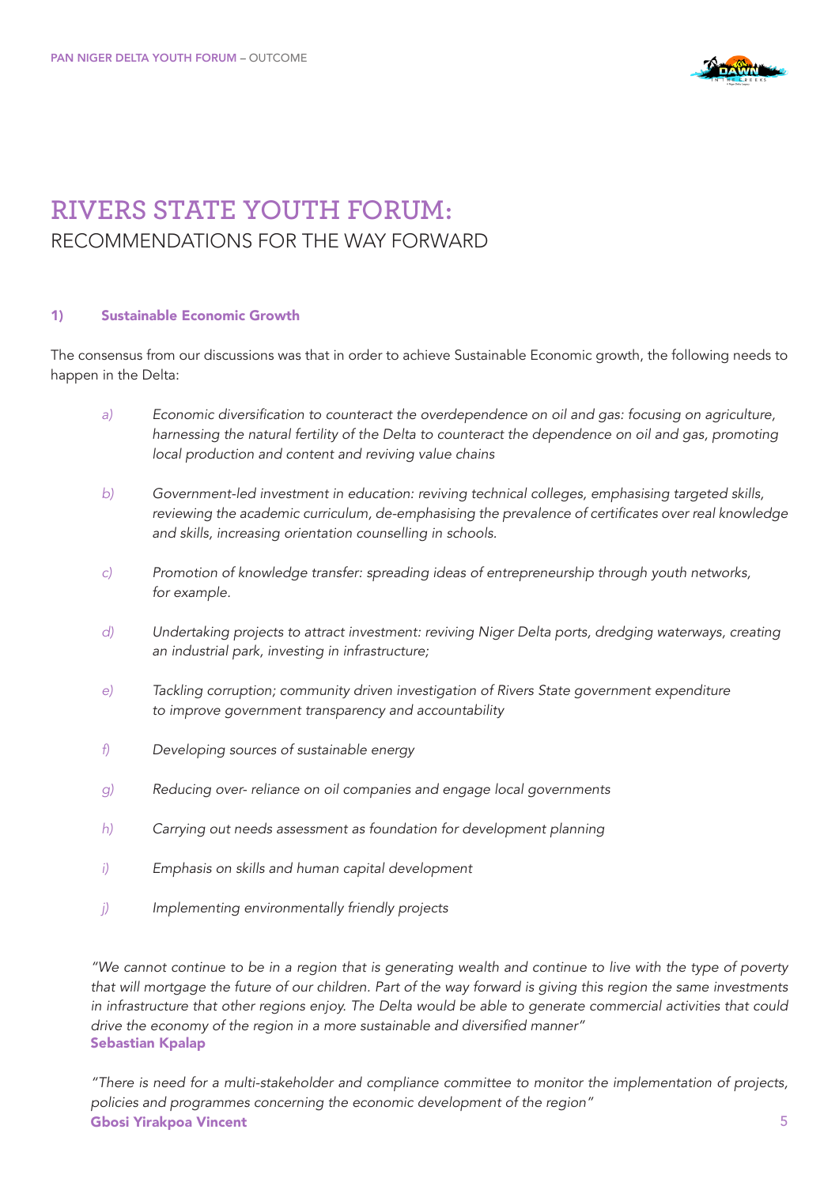# RIVERS STATE YOUTH FORUM:
## RECOMMENDATIONS FOR THE WAY FORWARD

### 1) Sustainable Economic Growth

The consensus from our discussions was that in order to achieve Sustainable Economic growth, the following needs to happen in the Delta:

a) *Economic diversification to counteract the overdependence on oil and gas: focusing on agriculture, harnessing the natural fertility of the Delta to counteract the dependence on oil and gas, promoting local production and content and reviving value chains*

b) *Government-led investment in education: reviving technical colleges, emphasising targeted skills, reviewing the academic curriculum, de-emphasising the prevalence of certificates over real knowledge and skills, increasing orientation counselling in schools.*

c) *Promotion of knowledge transfer: spreading ideas of entrepreneurship through youth networks, for example.*

d) *Undertaking projects to attract investment: reviving Niger Delta ports, dredging waterways, creating an industrial park, investing in infrastructure;*

e) *Tackling corruption; community driven investigation of Rivers State government expenditure to improve government transparency and accountability*

f) *Developing sources of sustainable energy*

g) *Reducing over- reliance on oil companies and engage local governments*

h) *Carrying out needs assessment as foundation for development planning*

i) *Emphasis on skills and human capital development*

j) *Implementing environmentally friendly projects*

*"We cannot continue to be in a region that is generating wealth and continue to live with the type of poverty that will mortgage the future of our children. Part of the way forward is giving this region the same investments in infrastructure that other regions enjoy. The Delta would be able to generate commercial activities that could drive the economy of the region in a more sustainable and diversified manner"*
**Sebastian Kpalap**

*"There is need for a multi-stakeholder and compliance committee to monitor the implementation of projects, policies and programmes concerning the economic development of the region"*
**Gbosi Yirakpoa Vincent**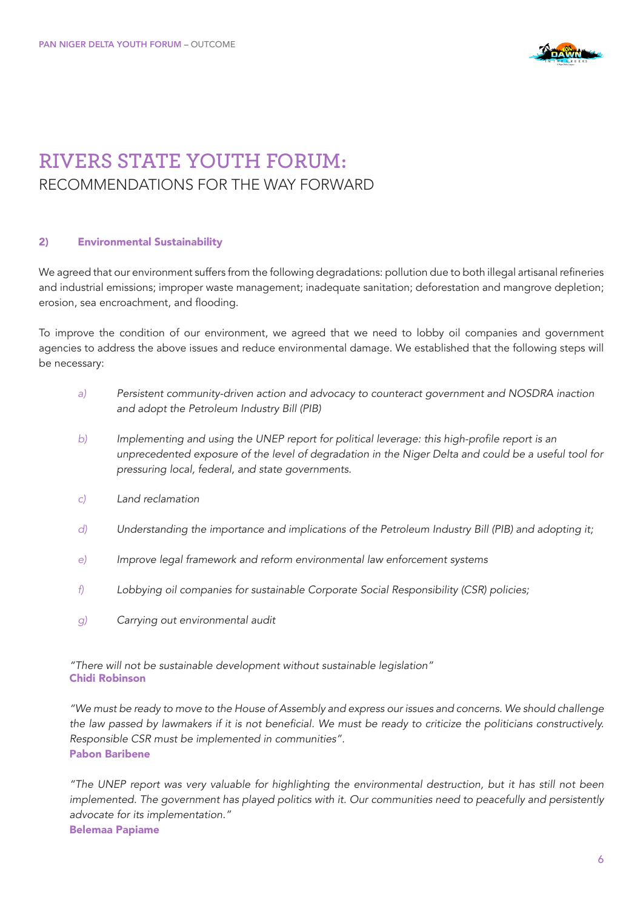# RIVERS STATE YOUTH FORUM:
## RECOMMENDATIONS FOR THE WAY FORWARD

### 2) Environmental Sustainability

We agreed that our environment suffers from the following degradations: pollution due to both illegal artisanal refineries and industrial emissions; improper waste management; inadequate sanitation; deforestation and mangrove depletion; erosion, sea encroachment, and flooding.

To improve the condition of our environment, we agreed that we need to lobby oil companies and government agencies to address the above issues and reduce environmental damage. We established that the following steps will be necessary:

a) *Persistent community-driven action and advocacy to counteract government and NOSDRA inaction and adopt the Petroleum Industry Bill (PIB)*

b) *Implementing and using the UNEP report for political leverage: this high-profile report is an unprecedented exposure of the level of degradation in the Niger Delta and could be a useful tool for pressuring local, federal, and state governments.*

c) *Land reclamation*

d) *Understanding the importance and implications of the Petroleum Industry Bill (PIB) and adopting it;*

e) *Improve legal framework and reform environmental law enforcement systems*

f) *Lobbying oil companies for sustainable Corporate Social Responsibility (CSR) policies;*

g) *Carrying out environmental audit*

*"There will not be sustainable development without sustainable legislation"*
**Chidi Robinson**

*"We must be ready to move to the House of Assembly and express our issues and concerns. We should challenge the law passed by lawmakers if it is not beneficial. We must be ready to criticize the politicians constructively. Responsible CSR must be implemented in communities".*
**Pabon Baribene**

*"The UNEP report was very valuable for highlighting the environmental destruction, but it has still not been implemented. The government has played politics with it. Our communities need to peacefully and persistently advocate for its implementation."*
**Belemaa Papiame**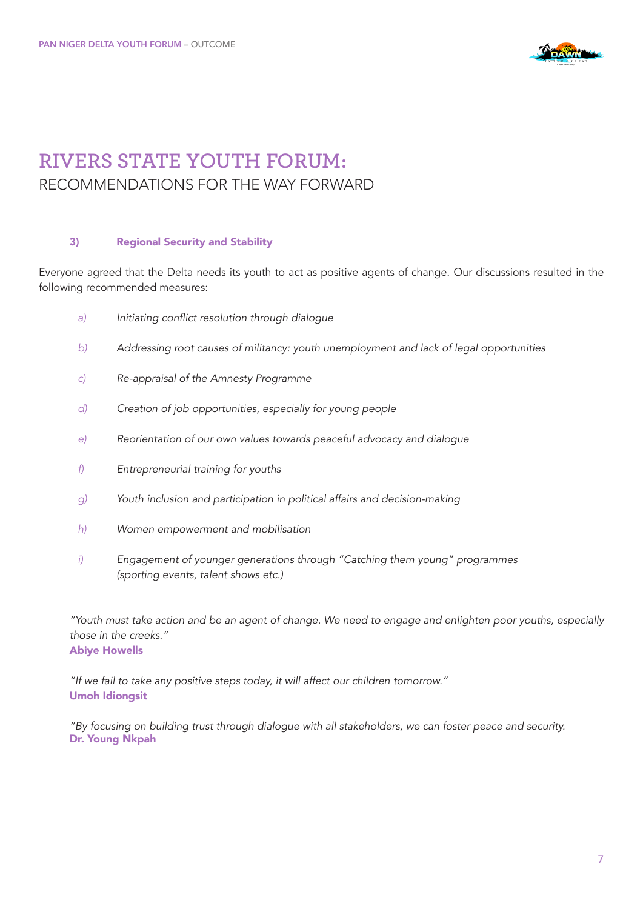# RIVERS STATE YOUTH FORUM:
## RECOMMENDATIONS FOR THE WAY FORWARD

### 3) Regional Security and Stability

Everyone agreed that the Delta needs its youth to act as positive agents of change. Our discussions resulted in the following recommended measures:

a) *Initiating conflict resolution through dialogue*

b) *Addressing root causes of militancy: youth unemployment and lack of legal opportunities*

c) *Re-appraisal of the Amnesty Programme*

d) *Creation of job opportunities, especially for young people*

e) *Reorientation of our own values towards peaceful advocacy and dialogue*

f) *Entrepreneurial training for youths*

g) *Youth inclusion and participation in political affairs and decision-making*

h) *Women empowerment and mobilisation*

i) *Engagement of younger generations through "Catching them young" programmes (sporting events, talent shows etc.)*

*"Youth must take action and be an agent of change. We need to engage and enlighten poor youths, especially those in the creeks."*
**Abiye Howells**

*"If we fail to take any positive steps today, it will affect our children tomorrow."*
**Umoh Idiongsit**

*"By focusing on building trust through dialogue with all stakeholders, we can foster peace and security.*
**Dr. Young Nkpah**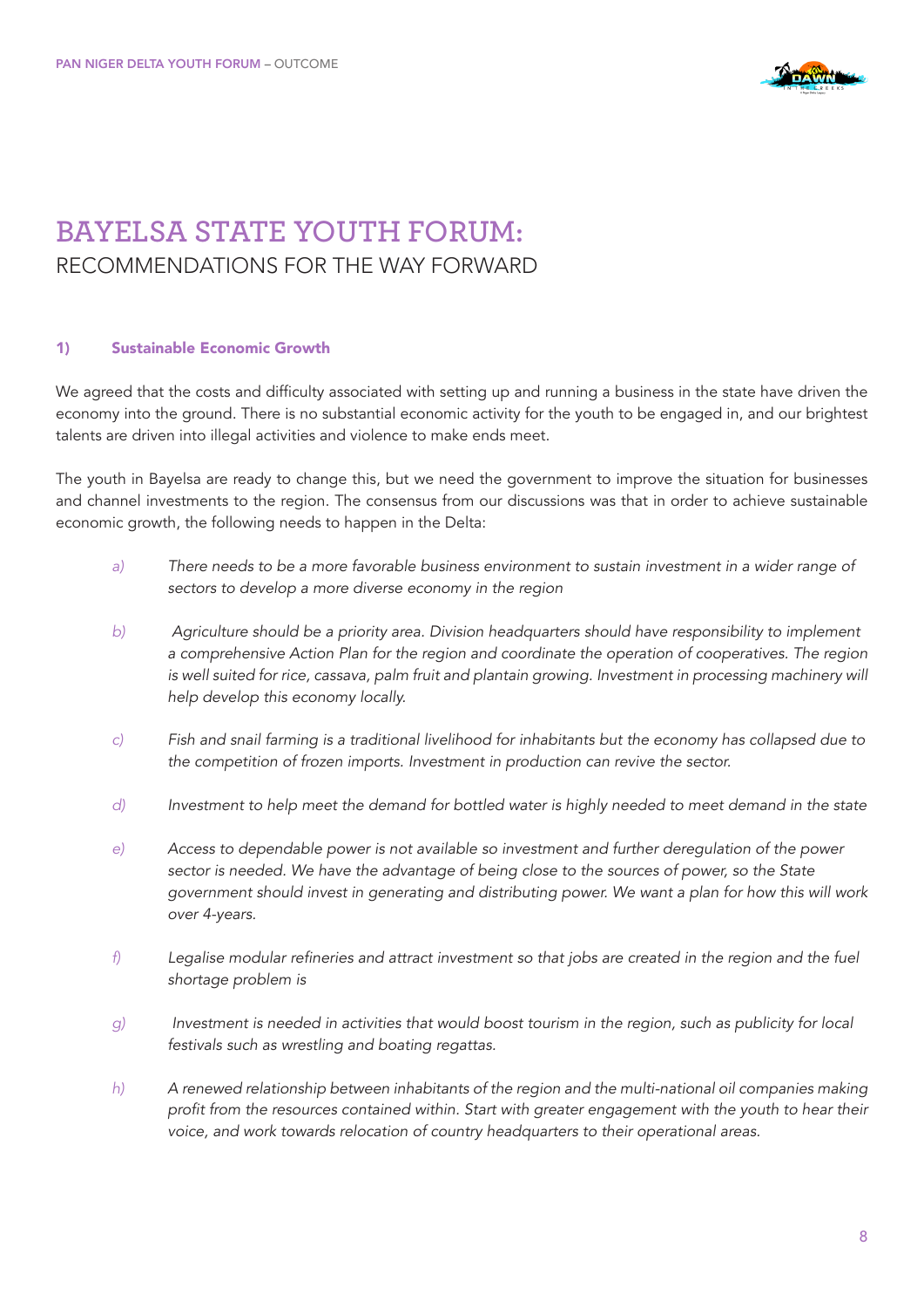# BAYELSA STATE YOUTH FORUM:
## RECOMMENDATIONS FOR THE WAY FORWARD

### 1) Sustainable Economic Growth

We agreed that the costs and difficulty associated with setting up and running a business in the state have driven the economy into the ground. There is no substantial economic activity for the youth to be engaged in, and our brightest talents are driven into illegal activities and violence to make ends meet.

The youth in Bayelsa are ready to change this, but we need the government to improve the situation for businesses and channel investments to the region. The consensus from our discussions was that in order to achieve sustainable economic growth, the following needs to happen in the Delta:

a) *There needs to be a more favorable business environment to sustain investment in a wider range of sectors to develop a more diverse economy in the region*

b) *Agriculture should be a priority area. Division headquarters should have responsibility to implement a comprehensive Action Plan for the region and coordinate the operation of cooperatives. The region is well suited for rice, cassava, palm fruit and plantain growing. Investment in processing machinery will help develop this economy locally.*

c) *Fish and snail farming is a traditional livelihood for inhabitants but the economy has collapsed due to the competition of frozen imports. Investment in production can revive the sector.*

d) *Investment to help meet the demand for bottled water is highly needed to meet demand in the state*

e) *Access to dependable power is not available so investment and further deregulation of the power sector is needed. We have the advantage of being close to the sources of power, so the State government should invest in generating and distributing power. We want a plan for how this will work over 4-years.*

f) *Legalise modular refineries and attract investment so that jobs are created in the region and the fuel shortage problem is*

g) *Investment is needed in activities that would boost tourism in the region, such as publicity for local festivals such as wrestling and boating regattas.*

h) *A renewed relationship between inhabitants of the region and the multi-national oil companies making profit from the resources contained within. Start with greater engagement with the youth to hear their voice, and work towards relocation of country headquarters to their operational areas.*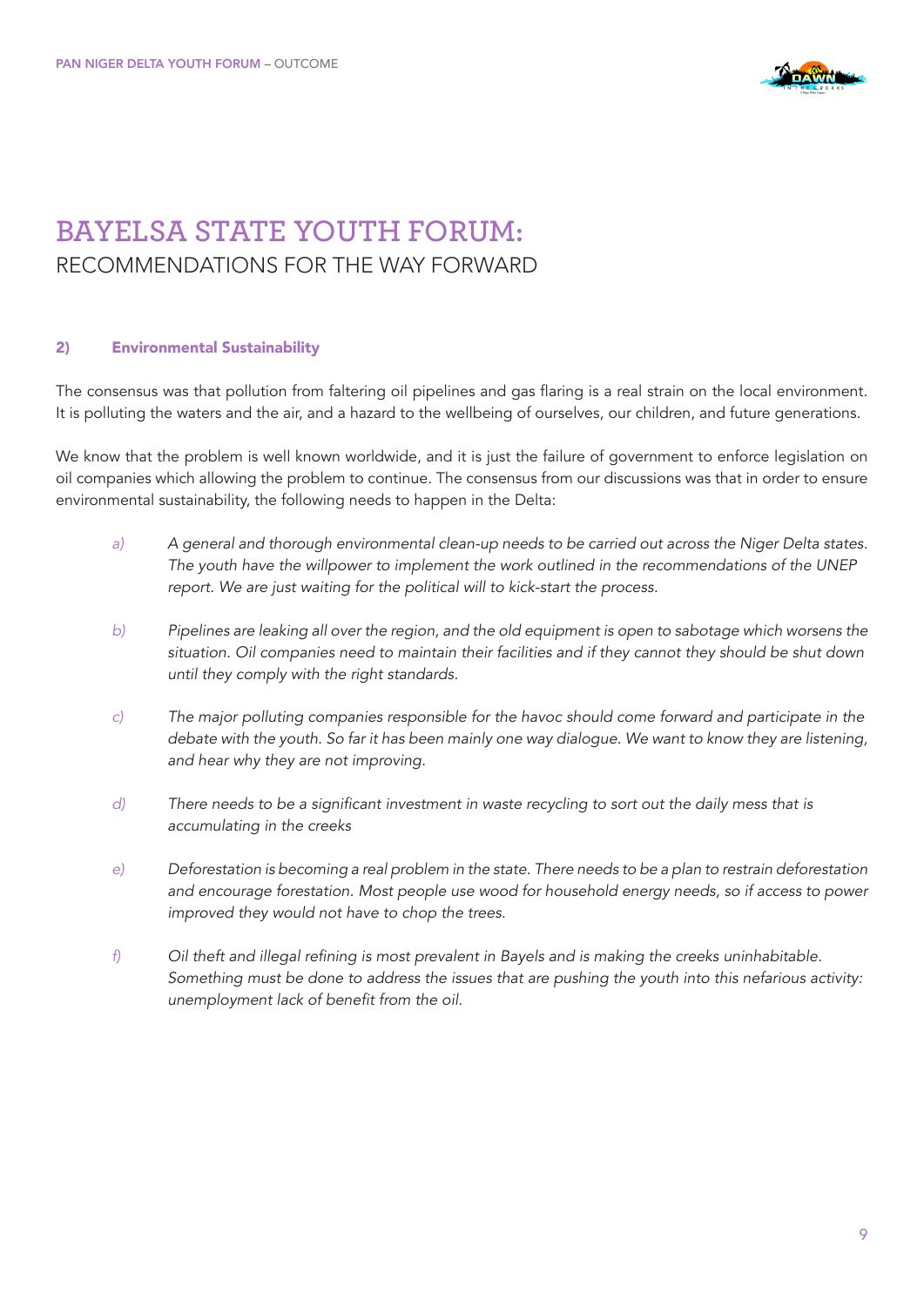# BAYELSA STATE YOUTH FORUM:
## RECOMMENDATIONS FOR THE WAY FORWARD

### 2) Environmental Sustainability

The consensus was that pollution from faltering oil pipelines and gas flaring is a real strain on the local environment. It is polluting the waters and the air, and a hazard to the wellbeing of ourselves, our children, and future generations.

We know that the problem is well known worldwide, and it is just the failure of government to enforce legislation on oil companies which allowing the problem to continue. The consensus from our discussions was that in order to ensure environmental sustainability, the following needs to happen in the Delta:

a) *A general and thorough environmental clean-up needs to be carried out across the Niger Delta states. The youth have the willpower to implement the work outlined in the recommendations of the UNEP report. We are just waiting for the political will to kick-start the process.*

b) *Pipelines are leaking all over the region, and the old equipment is open to sabotage which worsens the situation. Oil companies need to maintain their facilities and if they cannot they should be shut down until they comply with the right standards.*

c) *The major polluting companies responsible for the havoc should come forward and participate in the debate with the youth. So far it has been mainly one way dialogue. We want to know they are listening, and hear why they are not improving.*

d) *There needs to be a significant investment in waste recycling to sort out the daily mess that is accumulating in the creeks*

e) *Deforestation is becoming a real problem in the state. There needs to be a plan to restrain deforestation and encourage forestation. Most people use wood for household energy needs, so if access to power improved they would not have to chop the trees.*

f) *Oil theft and illegal refining is most prevalent in Bayels and is making the creeks uninhabitable. Something must be done to address the issues that are pushing the youth into this nefarious activity: unemployment lack of benefit from the oil.*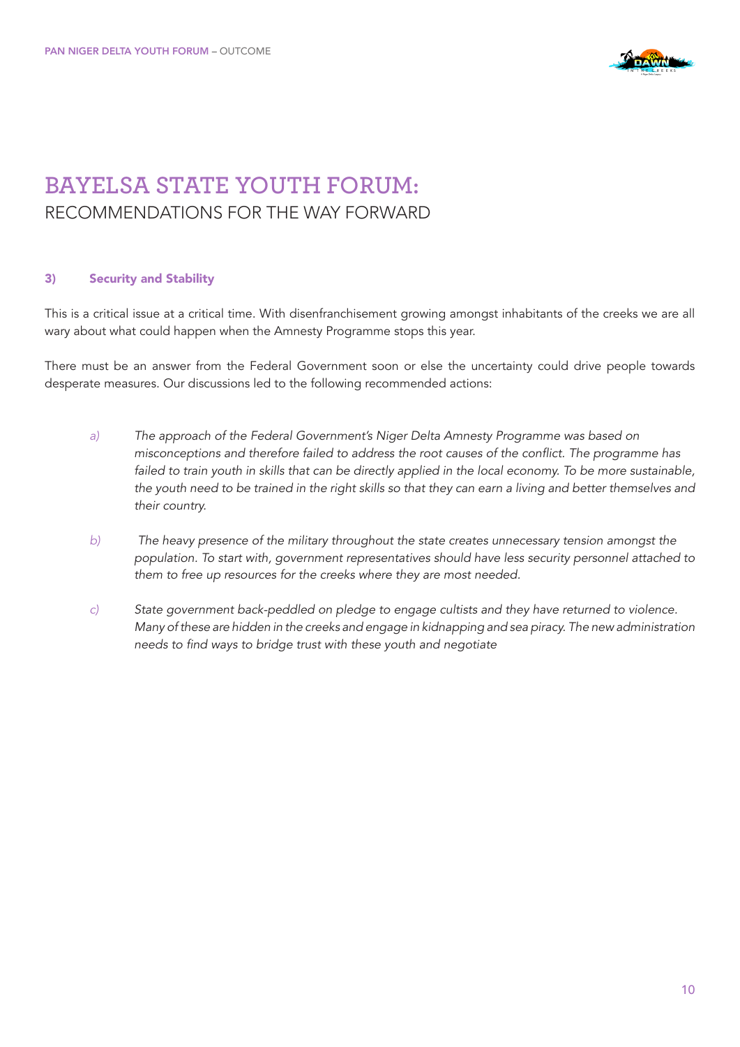# BAYELSA STATE YOUTH FORUM:
## RECOMMENDATIONS FOR THE WAY FORWARD

### 3) Security and Stability

This is a critical issue at a critical time. With disenfranchisement growing amongst inhabitants of the creeks we are all wary about what could happen when the Amnesty Programme stops this year.

There must be an answer from the Federal Government soon or else the uncertainty could drive people towards desperate measures. Our discussions led to the following recommended actions:

*a)* *The approach of the Federal Government's Niger Delta Amnesty Programme was based on misconceptions and therefore failed to address the root causes of the conflict. The programme has failed to train youth in skills that can be directly applied in the local economy. To be more sustainable, the youth need to be trained in the right skills so that they can earn a living and better themselves and their country.*

*b)* *The heavy presence of the military throughout the state creates unnecessary tension amongst the population. To start with, government representatives should have less security personnel attached to them to free up resources for the creeks where they are most needed.*

*c)* *State government back-peddled on pledge to engage cultists and they have returned to violence. Many of these are hidden in the creeks and engage in kidnapping and sea piracy. The new administration needs to find ways to bridge trust with these youth and negotiate*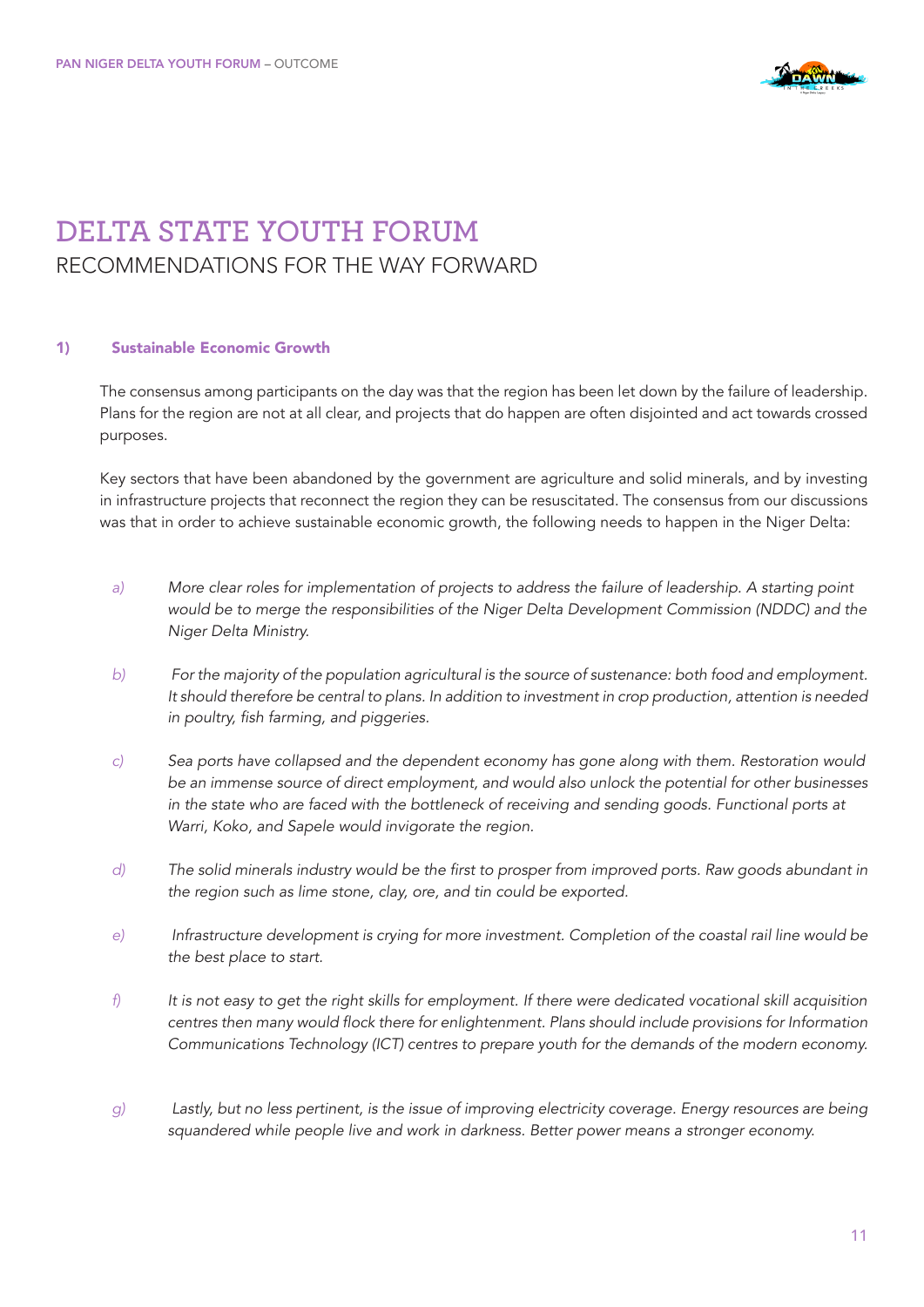# DELTA STATE YOUTH FORUM

## RECOMMENDATIONS FOR THE WAY FORWARD

### 1) Sustainable Economic Growth

The consensus among participants on the day was that the region has been let down by the failure of leadership. Plans for the region are not at all clear, and projects that do happen are often disjointed and act towards crossed purposes.

Key sectors that have been abandoned by the government are agriculture and solid minerals, and by investing in infrastructure projects that reconnect the region they can be resuscitated. The consensus from our discussions was that in order to achieve sustainable economic growth, the following needs to happen in the Niger Delta:

a) *More clear roles for implementation of projects to address the failure of leadership. A starting point would be to merge the responsibilities of the Niger Delta Development Commission (NDDC) and the Niger Delta Ministry.*

b) *For the majority of the population agricultural is the source of sustenance: both food and employment. It should therefore be central to plans. In addition to investment in crop production, attention is needed in poultry, fish farming, and piggeries.*

c) *Sea ports have collapsed and the dependent economy has gone along with them. Restoration would be an immense source of direct employment, and would also unlock the potential for other businesses in the state who are faced with the bottleneck of receiving and sending goods. Functional ports at Warri, Koko, and Sapele would invigorate the region.*

d) *The solid minerals industry would be the first to prosper from improved ports. Raw goods abundant in the region such as lime stone, clay, ore, and tin could be exported.*

e) *Infrastructure development is crying for more investment. Completion of the coastal rail line would be the best place to start.*

f) *It is not easy to get the right skills for employment. If there were dedicated vocational skill acquisition centres then many would flock there for enlightenment. Plans should include provisions for Information Communications Technology (ICT) centres to prepare youth for the demands of the modern economy.*

g) *Lastly, but no less pertinent, is the issue of improving electricity coverage. Energy resources are being squandered while people live and work in darkness. Better power means a stronger economy.*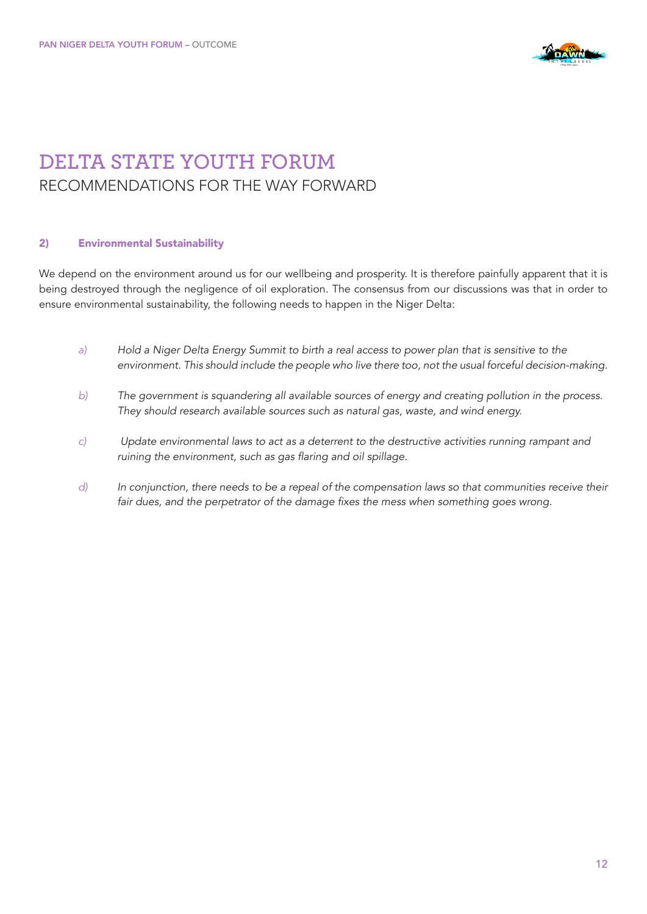# DELTA STATE YOUTH FORUM

## RECOMMENDATIONS FOR THE WAY FORWARD

### 2) Environmental Sustainability

We depend on the environment around us for our wellbeing and prosperity. It is therefore painfully apparent that it is being destroyed through the negligence of oil exploration. The consensus from our discussions was that in order to ensure environmental sustainability, the following needs to happen in the Niger Delta:

*a)* *Hold a Niger Delta Energy Summit to birth a real access to power plan that is sensitive to the environment. This should include the people who live there too, not the usual forceful decision-making.*

*b)* *The government is squandering all available sources of energy and creating pollution in the process. They should research available sources such as natural gas, waste, and wind energy.*

*c)* *Update environmental laws to act as a deterrent to the destructive activities running rampant and ruining the environment, such as gas flaring and oil spillage.*

*d)* *In conjunction, there needs to be a repeal of the compensation laws so that communities receive their fair dues, and the perpetrator of the damage fixes the mess when something goes wrong.*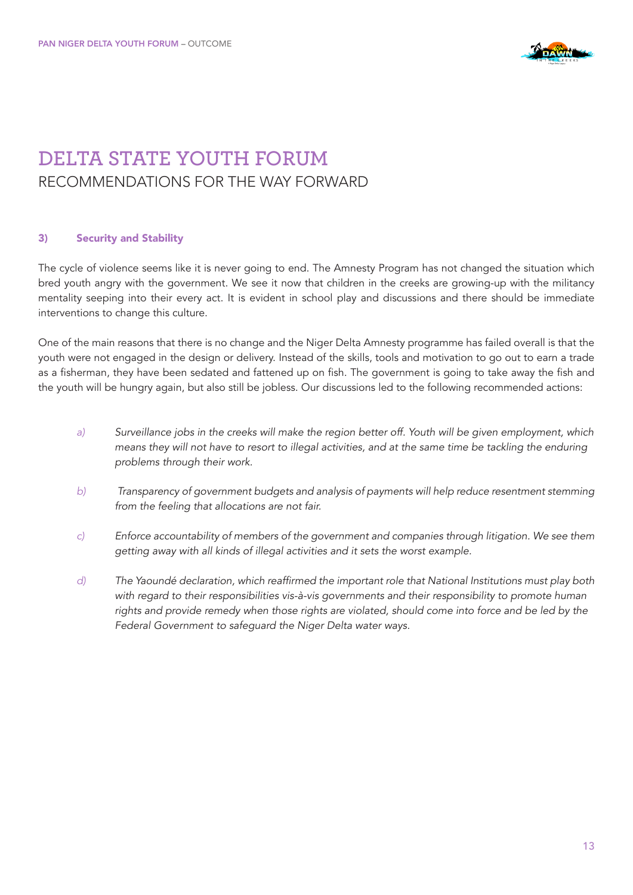# DELTA STATE YOUTH FORUM

## RECOMMENDATIONS FOR THE WAY FORWARD

### 3) Security and Stability

The cycle of violence seems like it is never going to end. The Amnesty Program has not changed the situation which bred youth angry with the government. We see it now that children in the creeks are growing-up with the militancy mentality seeping into their every act. It is evident in school play and discussions and there should be immediate interventions to change this culture.

One of the main reasons that there is no change and the Niger Delta Amnesty programme has failed overall is that the youth were not engaged in the design or delivery. Instead of the skills, tools and motivation to go out to earn a trade as a fisherman, they have been sedated and fattened up on fish. The government is going to take away the fish and the youth will be hungry again, but also still be jobless. Our discussions led to the following recommended actions:

*a)* *Surveillance jobs in the creeks will make the region better off. Youth will be given employment, which means they will not have to resort to illegal activities, and at the same time be tackling the enduring problems through their work.*

*b)* *Transparency of government budgets and analysis of payments will help reduce resentment stemming from the feeling that allocations are not fair.*

*c)* *Enforce accountability of members of the government and companies through litigation. We see them getting away with all kinds of illegal activities and it sets the worst example.*

*d)* *The Yaoundé declaration, which reaffirmed the important role that National Institutions must play both with regard to their responsibilities vis-à-vis governments and their responsibility to promote human rights and provide remedy when those rights are violated, should come into force and be led by the Federal Government to safeguard the Niger Delta water ways.*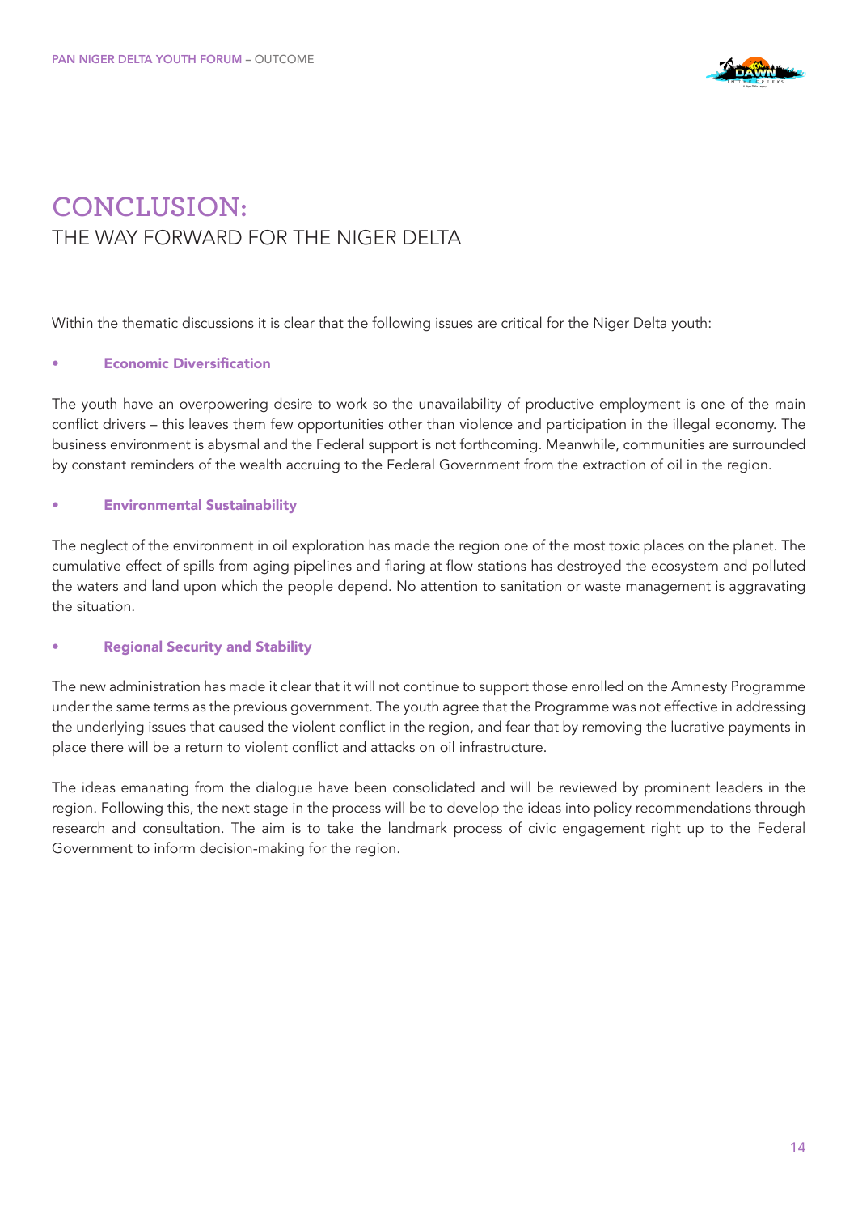# CONCLUSION:
## THE WAY FORWARD FOR THE NIGER DELTA

Within the thematic discussions it is clear that the following issues are critical for the Niger Delta youth:

- **Economic Diversification**

The youth have an overpowering desire to work so the unavailability of productive employment is one of the main conflict drivers – this leaves them few opportunities other than violence and participation in the illegal economy. The business environment is abysmal and the Federal support is not forthcoming. Meanwhile, communities are surrounded by constant reminders of the wealth accruing to the Federal Government from the extraction of oil in the region.

- **Environmental Sustainability**

The neglect of the environment in oil exploration has made the region one of the most toxic places on the planet. The cumulative effect of spills from aging pipelines and flaring at flow stations has destroyed the ecosystem and polluted the waters and land upon which the people depend. No attention to sanitation or waste management is aggravating the situation.

- **Regional Security and Stability**

The new administration has made it clear that it will not continue to support those enrolled on the Amnesty Programme under the same terms as the previous government. The youth agree that the Programme was not effective in addressing the underlying issues that caused the violent conflict in the region, and fear that by removing the lucrative payments in place there will be a return to violent conflict and attacks on oil infrastructure.

The ideas emanating from the dialogue have been consolidated and will be reviewed by prominent leaders in the region. Following this, the next stage in the process will be to develop the ideas into policy recommendations through research and consultation. The aim is to take the landmark process of civic engagement right up to the Federal Government to inform decision-making for the region.